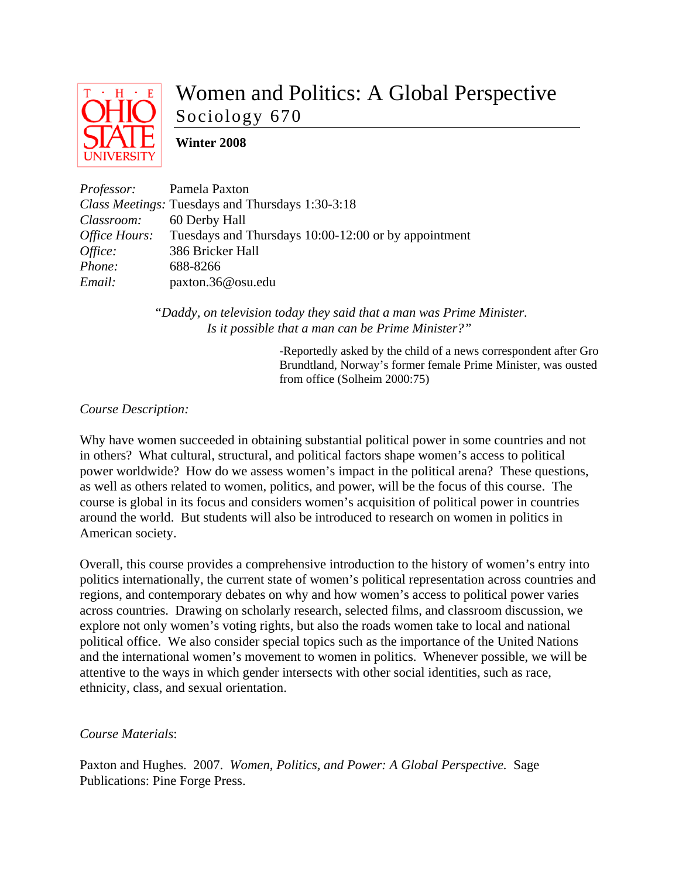# Women and Politics: A Global Perspective

## Sociology 670

**Winter 2008**

*Professor:* Pamela Paxton
*Class Meetings:* Tuesdays and Thursdays 1:30-3:18
*Classroom:* 60 Derby Hall
*Office Hours:* Tuesdays and Thursdays 10:00-12:00 or by appointment
*Office:* 386 Bricker Hall
*Phone:* 688-8266
*Email:* paxton.36@osu.edu

> *"Daddy, on television today they said that a man was Prime Minister. Is it possible that a man can be Prime Minister?"*
>
> -Reportedly asked by the child of a news correspondent after Gro Brundtland, Norway's former female Prime Minister, was ousted from office (Solheim 2000:75)

*Course Description:*

Why have women succeeded in obtaining substantial political power in some countries and not in others? What cultural, structural, and political factors shape women's access to political power worldwide? How do we assess women's impact in the political arena? These questions, as well as others related to women, politics, and power, will be the focus of this course. The course is global in its focus and considers women's acquisition of political power in countries around the world. But students will also be introduced to research on women in politics in American society.

Overall, this course provides a comprehensive introduction to the history of women's entry into politics internationally, the current state of women's political representation across countries and regions, and contemporary debates on why and how women's access to political power varies across countries. Drawing on scholarly research, selected films, and classroom discussion, we explore not only women's voting rights, but also the roads women take to local and national political office. We also consider special topics such as the importance of the United Nations and the international women's movement to women in politics. Whenever possible, we will be attentive to the ways in which gender intersects with other social identities, such as race, ethnicity, class, and sexual orientation.

*Course Materials*:

Paxton and Hughes. 2007. *Women, Politics, and Power: A Global Perspective.* Sage Publications: Pine Forge Press.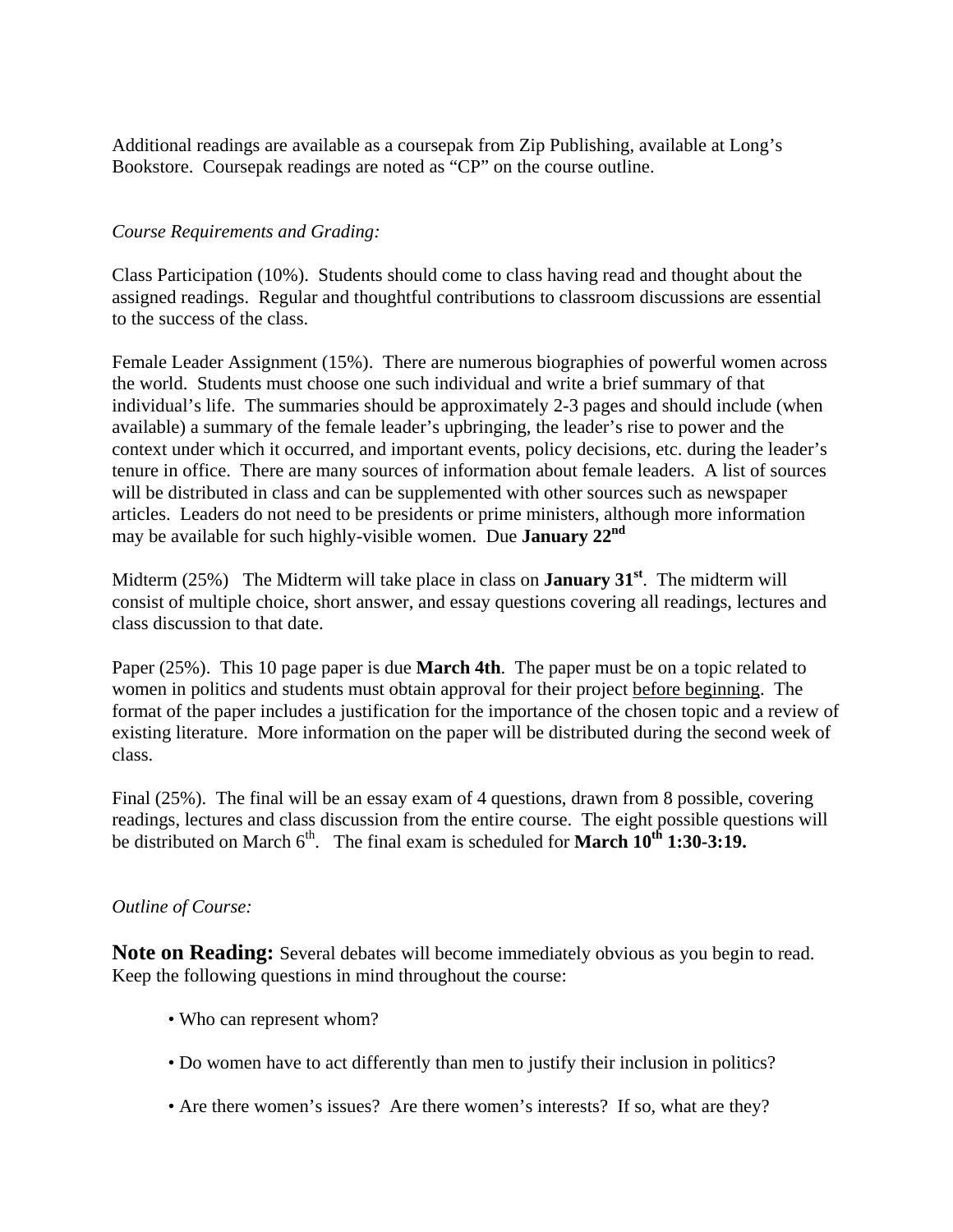Additional readings are available as a coursepak from Zip Publishing, available at Long's Bookstore. Coursepak readings are noted as "CP" on the course outline.

*Course Requirements and Grading:*

Class Participation (10%). Students should come to class having read and thought about the assigned readings. Regular and thoughtful contributions to classroom discussions are essential to the success of the class.

Female Leader Assignment (15%). There are numerous biographies of powerful women across the world. Students must choose one such individual and write a brief summary of that individual's life. The summaries should be approximately 2-3 pages and should include (when available) a summary of the female leader's upbringing, the leader's rise to power and the context under which it occurred, and important events, policy decisions, etc. during the leader's tenure in office. There are many sources of information about female leaders. A list of sources will be distributed in class and can be supplemented with other sources such as newspaper articles. Leaders do not need to be presidents or prime ministers, although more information may be available for such highly-visible women. Due **January 22nd**

Midterm (25%) The Midterm will take place in class on **January 31st**. The midterm will consist of multiple choice, short answer, and essay questions covering all readings, lectures and class discussion to that date.

Paper (25%). This 10 page paper is due **March 4th**. The paper must be on a topic related to women in politics and students must obtain approval for their project <u>before beginning</u>. The format of the paper includes a justification for the importance of the chosen topic and a review of existing literature. More information on the paper will be distributed during the second week of class.

Final (25%). The final will be an essay exam of 4 questions, drawn from 8 possible, covering readings, lectures and class discussion from the entire course. The eight possible questions will be distributed on March 6th. The final exam is scheduled for **March 10th 1:30-3:19.**

*Outline of Course:*

**Note on Reading:** Several debates will become immediately obvious as you begin to read. Keep the following questions in mind throughout the course:

- Who can represent whom?
- Do women have to act differently than men to justify their inclusion in politics?
- Are there women's issues? Are there women's interests? If so, what are they?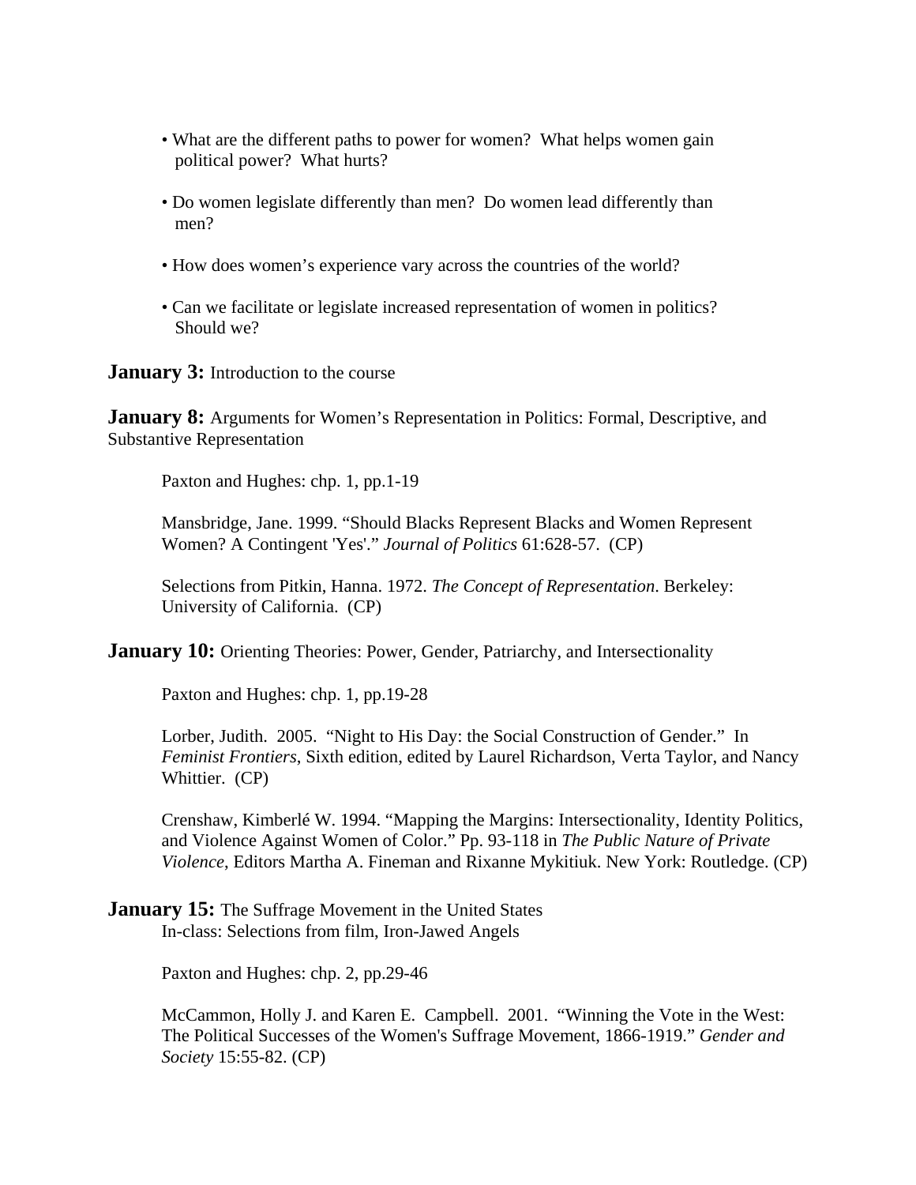- What are the different paths to power for women? What helps women gain political power? What hurts?

- Do women legislate differently than men? Do women lead differently than men?

- How does women's experience vary across the countries of the world?

- Can we facilitate or legislate increased representation of women in politics? Should we?

**January 3:** Introduction to the course

**January 8:** Arguments for Women's Representation in Politics: Formal, Descriptive, and Substantive Representation

Paxton and Hughes: chp. 1, pp.1-19

Mansbridge, Jane. 1999. "Should Blacks Represent Blacks and Women Represent Women? A Contingent 'Yes'." *Journal of Politics* 61:628-57. (CP)

Selections from Pitkin, Hanna. 1972. *The Concept of Representation*. Berkeley: University of California. (CP)

**January 10:** Orienting Theories: Power, Gender, Patriarchy, and Intersectionality

Paxton and Hughes: chp. 1, pp.19-28

Lorber, Judith. 2005. "Night to His Day: the Social Construction of Gender." In *Feminist Frontiers*, Sixth edition, edited by Laurel Richardson, Verta Taylor, and Nancy Whittier. (CP)

Crenshaw, Kimberlé W. 1994. "Mapping the Margins: Intersectionality, Identity Politics, and Violence Against Women of Color." Pp. 93-118 in *The Public Nature of Private Violence*, Editors Martha A. Fineman and Rixanne Mykitiuk. New York: Routledge. (CP)

**January 15:** The Suffrage Movement in the United States
In-class: Selections from film, Iron-Jawed Angels

Paxton and Hughes: chp. 2, pp.29-46

McCammon, Holly J. and Karen E. Campbell. 2001. "Winning the Vote in the West: The Political Successes of the Women's Suffrage Movement, 1866-1919." *Gender and Society* 15:55-82. (CP)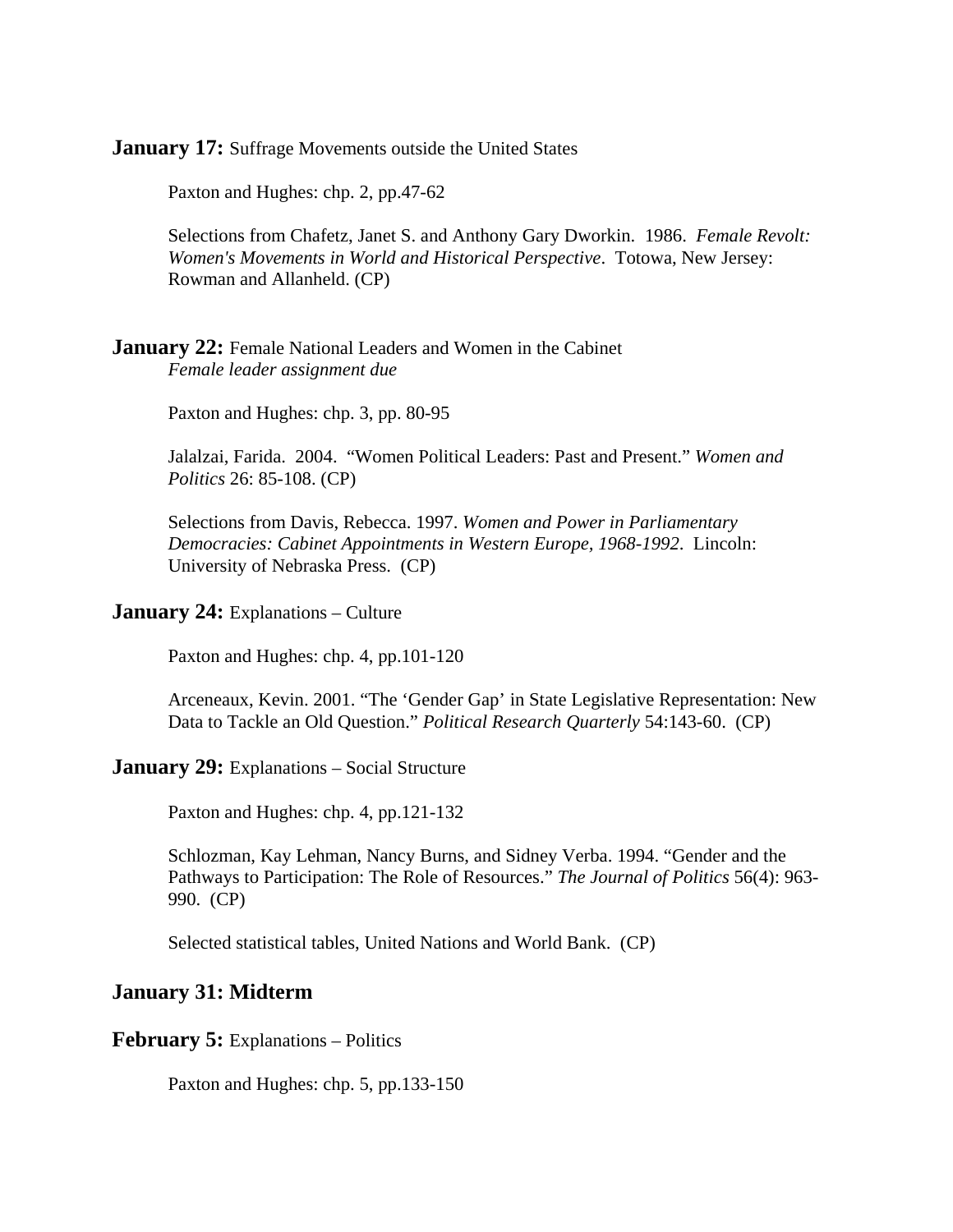**January 17:** Suffrage Movements outside the United States

Paxton and Hughes: chp. 2, pp.47-62

Selections from Chafetz, Janet S. and Anthony Gary Dworkin. 1986. *Female Revolt: Women's Movements in World and Historical Perspective*. Totowa, New Jersey: Rowman and Allanheld. (CP)

**January 22:** Female National Leaders and Women in the Cabinet
*Female leader assignment due*

Paxton and Hughes: chp. 3, pp. 80-95

Jalalzai, Farida. 2004. "Women Political Leaders: Past and Present." *Women and Politics* 26: 85-108. (CP)

Selections from Davis, Rebecca. 1997. *Women and Power in Parliamentary Democracies: Cabinet Appointments in Western Europe, 1968-1992*. Lincoln: University of Nebraska Press. (CP)

**January 24:** Explanations – Culture

Paxton and Hughes: chp. 4, pp.101-120

Arceneaux, Kevin. 2001. "The 'Gender Gap' in State Legislative Representation: New Data to Tackle an Old Question." *Political Research Quarterly* 54:143-60. (CP)

**January 29:** Explanations – Social Structure

Paxton and Hughes: chp. 4, pp.121-132

Schlozman, Kay Lehman, Nancy Burns, and Sidney Verba. 1994. "Gender and the Pathways to Participation: The Role of Resources." *The Journal of Politics* 56(4): 963-990. (CP)

Selected statistical tables, United Nations and World Bank. (CP)

**January 31: Midterm**

**February 5:** Explanations – Politics

Paxton and Hughes: chp. 5, pp.133-150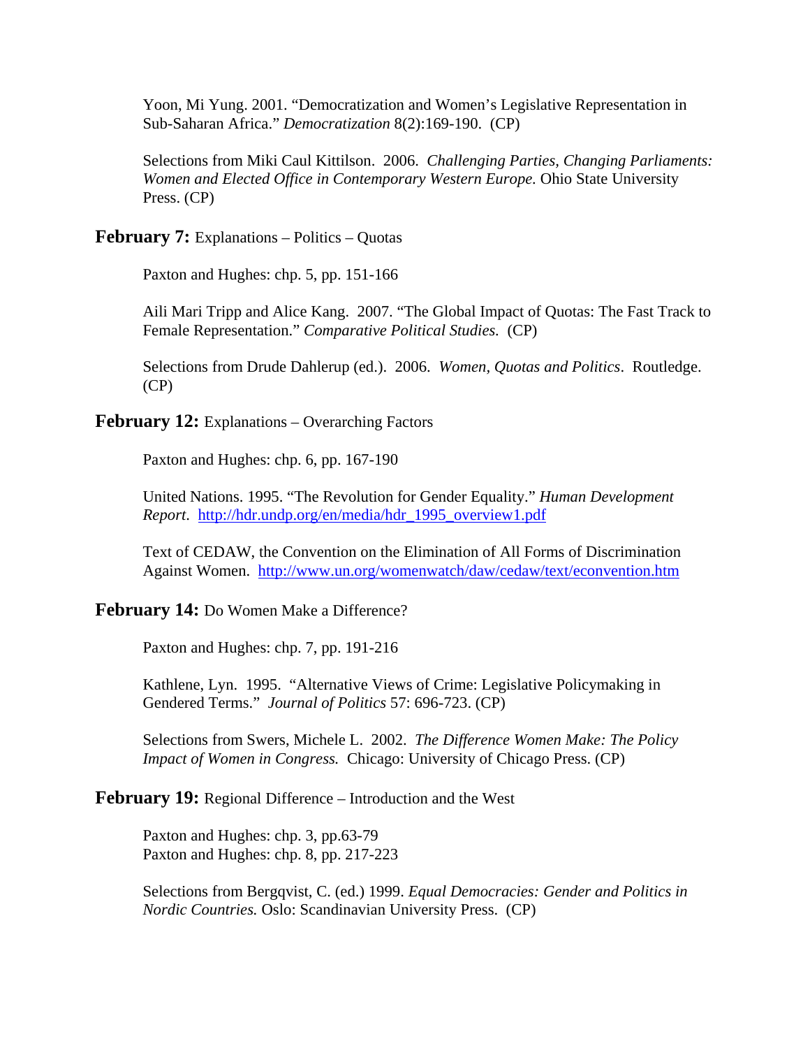Yoon, Mi Yung. 2001. "Democratization and Women's Legislative Representation in Sub-Saharan Africa." *Democratization* 8(2):169-190. (CP)

Selections from Miki Caul Kittilson. 2006. *Challenging Parties, Changing Parliaments: Women and Elected Office in Contemporary Western Europe.* Ohio State University Press. (CP)

**February 7:** Explanations – Politics – Quotas

Paxton and Hughes: chp. 5, pp. 151-166

Aili Mari Tripp and Alice Kang. 2007. "The Global Impact of Quotas: The Fast Track to Female Representation." *Comparative Political Studies.* (CP)

Selections from Drude Dahlerup (ed.). 2006. *Women, Quotas and Politics*. Routledge. (CP)

**February 12:** Explanations – Overarching Factors

Paxton and Hughes: chp. 6, pp. 167-190

United Nations. 1995. "The Revolution for Gender Equality." *Human Development Report*. http://hdr.undp.org/en/media/hdr_1995_overview1.pdf

Text of CEDAW, the Convention on the Elimination of All Forms of Discrimination Against Women. http://www.un.org/womenwatch/daw/cedaw/text/econvention.htm

**February 14:** Do Women Make a Difference?

Paxton and Hughes: chp. 7, pp. 191-216

Kathlene, Lyn. 1995. "Alternative Views of Crime: Legislative Policymaking in Gendered Terms." *Journal of Politics* 57: 696-723. (CP)

Selections from Swers, Michele L. 2002. *The Difference Women Make: The Policy Impact of Women in Congress.* Chicago: University of Chicago Press. (CP)

**February 19:** Regional Difference – Introduction and the West

Paxton and Hughes: chp. 3, pp.63-79
Paxton and Hughes: chp. 8, pp. 217-223

Selections from Bergqvist, C. (ed.) 1999. *Equal Democracies: Gender and Politics in Nordic Countries.* Oslo: Scandinavian University Press. (CP)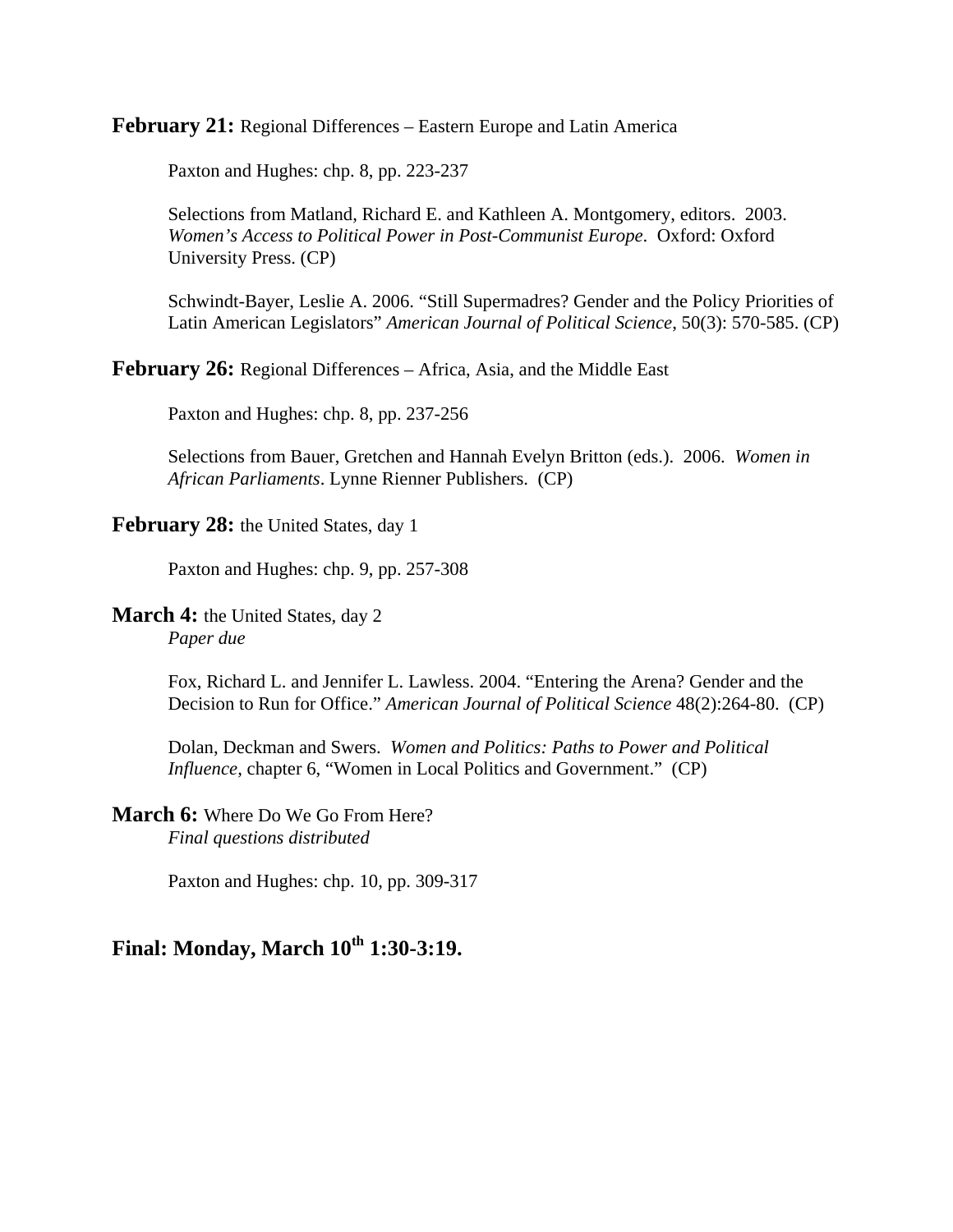**February 21:** Regional Differences – Eastern Europe and Latin America

Paxton and Hughes: chp. 8, pp. 223-237

Selections from Matland, Richard E. and Kathleen A. Montgomery, editors. 2003. *Women's Access to Political Power in Post-Communist Europe*. Oxford: Oxford University Press. (CP)

Schwindt-Bayer, Leslie A. 2006. "Still Supermadres? Gender and the Policy Priorities of Latin American Legislators" *American Journal of Political Science*, 50(3): 570-585. (CP)

**February 26:** Regional Differences – Africa, Asia, and the Middle East

Paxton and Hughes: chp. 8, pp. 237-256

Selections from Bauer, Gretchen and Hannah Evelyn Britton (eds.). 2006. *Women in African Parliaments*. Lynne Rienner Publishers. (CP)

**February 28:** the United States, day 1

Paxton and Hughes: chp. 9, pp. 257-308

**March 4:** the United States, day 2
*Paper due*

Fox, Richard L. and Jennifer L. Lawless. 2004. "Entering the Arena? Gender and the Decision to Run for Office." *American Journal of Political Science* 48(2):264-80. (CP)

Dolan, Deckman and Swers. *Women and Politics: Paths to Power and Political Influence*, chapter 6, "Women in Local Politics and Government." (CP)

**March 6:** Where Do We Go From Here?
*Final questions distributed*

Paxton and Hughes: chp. 10, pp. 309-317

**Final: Monday, March 10th 1:30-3:19.**